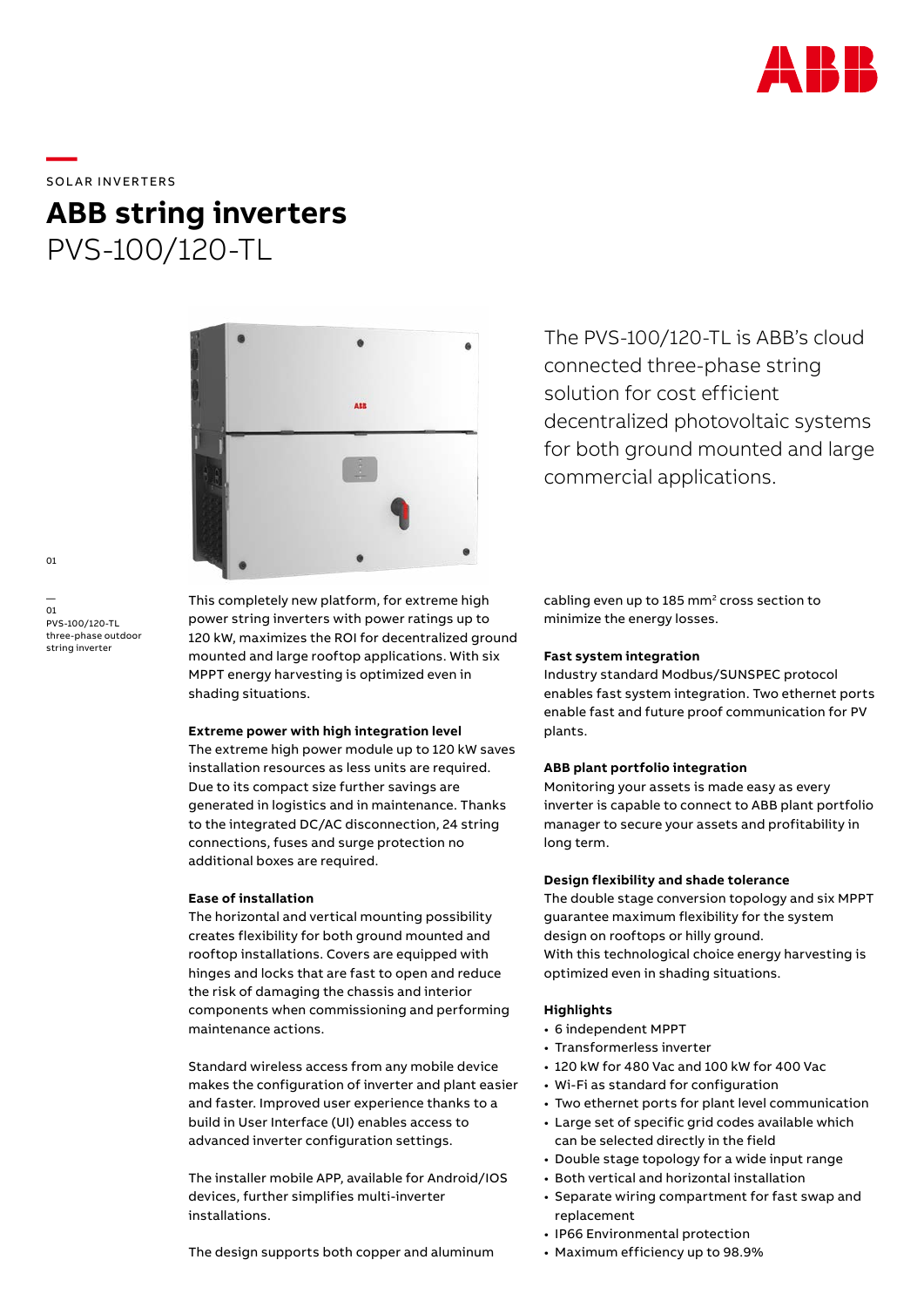SOLAR INVERTERS

# ABB string inverters

## PVS-100/120-TL

The PVS-100/120-TL is ABB's cloud connected three-phase string solution for cost efficient decentralized photovoltaic systems for both ground mounted and large commercial applications.

01

—
01
PVS-100/120-TL three-phase outdoor string inverter

This completely new platform, for extreme high power string inverters with power ratings up to 120 kW, maximizes the ROI for decentralized ground mounted and large rooftop applications. With six MPPT energy harvesting is optimized even in shading situations.

**Extreme power with high integration level**
The extreme high power module up to 120 kW saves installation resources as less units are required. Due to its compact size further savings are generated in logistics and in maintenance. Thanks to the integrated DC/AC disconnection, 24 string connections, fuses and surge protection no additional boxes are required.

**Ease of installation**
The horizontal and vertical mounting possibility creates flexibility for both ground mounted and rooftop installations. Covers are equipped with hinges and locks that are fast to open and reduce the risk of damaging the chassis and interior components when commissioning and performing maintenance actions.

Standard wireless access from any mobile device makes the configuration of inverter and plant easier and faster. Improved user experience thanks to a build in User Interface (UI) enables access to advanced inverter configuration settings.

The installer mobile APP, available for Android/IOS devices, further simplifies multi-inverter installations.

The design supports both copper and aluminum cabling even up to 185 $mm^2$ cross section to minimize the energy losses.

**Fast system integration**
Industry standard Modbus/SUNSPEC protocol enables fast system integration. Two ethernet ports enable fast and future proof communication for PV plants.

**ABB plant portfolio integration**
Monitoring your assets is made easy as every inverter is capable to connect to ABB plant portfolio manager to secure your assets and profitability in long term.

**Design flexibility and shade tolerance**
The double stage conversion topology and six MPPT guarantee maximum flexibility for the system design on rooftops or hilly ground.
With this technological choice energy harvesting is optimized even in shading situations.

**Highlights**
- 6 independent MPPT
- Transformerless inverter
- 120 kW for 480 Vac and 100 kW for 400 Vac
- Wi-Fi as standard for configuration
- Two ethernet ports for plant level communication
- Large set of specific grid codes available which can be selected directly in the field
- Double stage topology for a wide input range
- Both vertical and horizontal installation
- Separate wiring compartment for fast swap and replacement
- IP66 Environmental protection
- Maximum efficiency up to 98.9%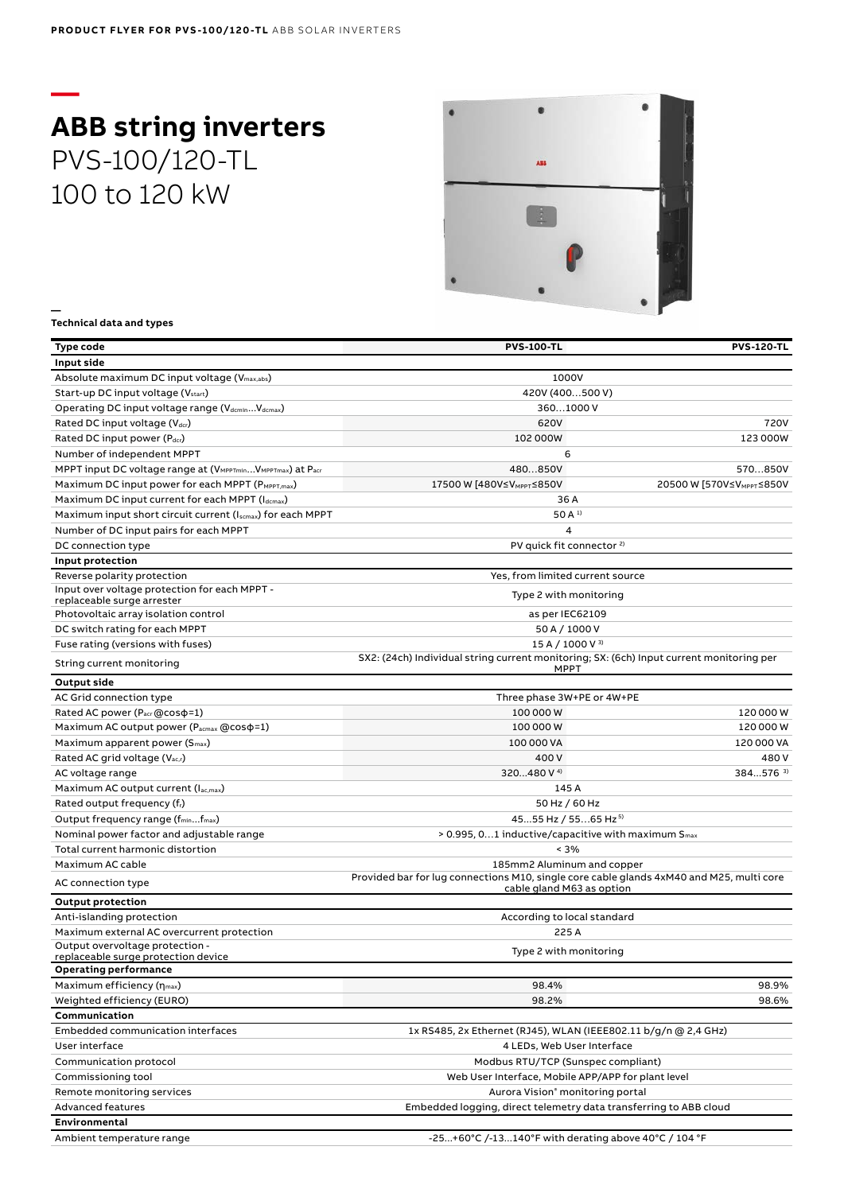# ABB string inverters

PVS-100/120-TL
100 to 120 kW

**Technical data and types**

| Type code | PVS-100-TL | PVS-120-TL |
|---|---|---|
| **Input side** | | |
| Absolute maximum DC input voltage ($V_{max,abs}$) | 1000V | |
| Start-up DC input voltage ($V_{start}$) | 420V (400…500 V) | |
| Operating DC input voltage range ($V_{dcmin}$…$V_{dcmax}$) | 360…1000 V | |
| Rated DC input voltage ($V_{dcr}$) | 620V | 720V |
| Rated DC input power ($P_{dcr}$) | 102 000W | 123 000W |
| Number of independent MPPT | 6 | |
| MPPT input DC voltage range at ($V_{MPPTmin}$…$V_{MPPTmax}$) at $P_{acr}$ | 480…850V | 570…850V |
| Maximum DC input power for each MPPT ($P_{MPPT,max}$) | 17500 W [480V≤$V_{MPPT}$≤850V | 20500 W [570V≤$V_{MPPT}$≤850V |
| Maximum DC input current for each MPPT ($I_{dcmax}$) | 36 A | |
| Maximum input short circuit current ($I_{scmax}$) for each MPPT | 50 A [1] | |
| Number of DC input pairs for each MPPT | 4 | |
| DC connection type | PV quick fit connector [2] | |
| **Input protection** | | |
| Reverse polarity protection | Yes, from limited current source | |
| Input over voltage protection for each MPPT - replaceable surge arrester | Type 2 with monitoring | |
| Photovoltaic array isolation control | as per IEC62109 | |
| DC switch rating for each MPPT | 50 A / 1000 V | |
| Fuse rating (versions with fuses) | 15 A / 1000 V [3] | |
| String current monitoring | SX2: (24ch) Individual string current monitoring; SX: (6ch) Input current monitoring per MPPT | |
| **Output side** | | |
| AC Grid connection type | Three phase 3W+PE or 4W+PE | |
| Rated AC power ($P_{acr}$ @cosϕ=1) | 100 000 W | 120 000 W |
| Maximum AC output power ($P_{acmax}$ @cosϕ=1) | 100 000 W | 120 000 W |
| Maximum apparent power ($S_{max}$) | 100 000 VA | 120 000 VA |
| Rated AC grid voltage ($V_{ac,r}$) | 400 V | 480 V |
| AC voltage range | 320…480 V [4] | 384…576 [3] |
| Maximum AC output current ($I_{ac,max}$) | 145 A | |
| Rated output frequency ($f_r$) | 50 Hz / 60 Hz | |
| Output frequency range ($f_{min}$…$f_{max}$) | 45…55 Hz / 55…65 Hz [5] | |
| Nominal power factor and adjustable range | > 0.995, 0…1 inductive/capacitive with maximum $S_{max}$ | |
| Total current harmonic distortion | < 3% | |
| Maximum AC cable | 185mm2 Aluminum and copper | |
| AC connection type | Provided bar for lug connections M10, single core cable glands 4xM40 and M25, multi core cable gland M63 as option | |
| **Output protection** | | |
| Anti-islanding protection | According to local standard | |
| Maximum external AC overcurrent protection | 225 A | |
| Output overvoltage protection - replaceable surge protection device | Type 2 with monitoring | |
| **Operating performance** | | |
| Maximum efficiency ($\eta_{max}$) | 98.4% | 98.9% |
| Weighted efficiency (EURO) | 98.2% | 98.6% |
| **Communication** | | |
| Embedded communication interfaces | 1x RS485, 2x Ethernet (RJ45), WLAN (IEEE802.11 b/g/n @ 2,4 GHz) | |
| User interface | 4 LEDs, Web User Interface | |
| Communication protocol | Modbus RTU/TCP (Sunspec compliant) | |
| Commissioning tool | Web User Interface, Mobile APP/APP for plant level | |
| Remote monitoring services | Aurora Vision® monitoring portal | |
| Advanced features | Embedded logging, direct telemetry data transferring to ABB cloud | |
| **Environmental** | | |
| Ambient temperature range | -25…+60°C /-13…140°F with derating above 40°C / 104 °F | |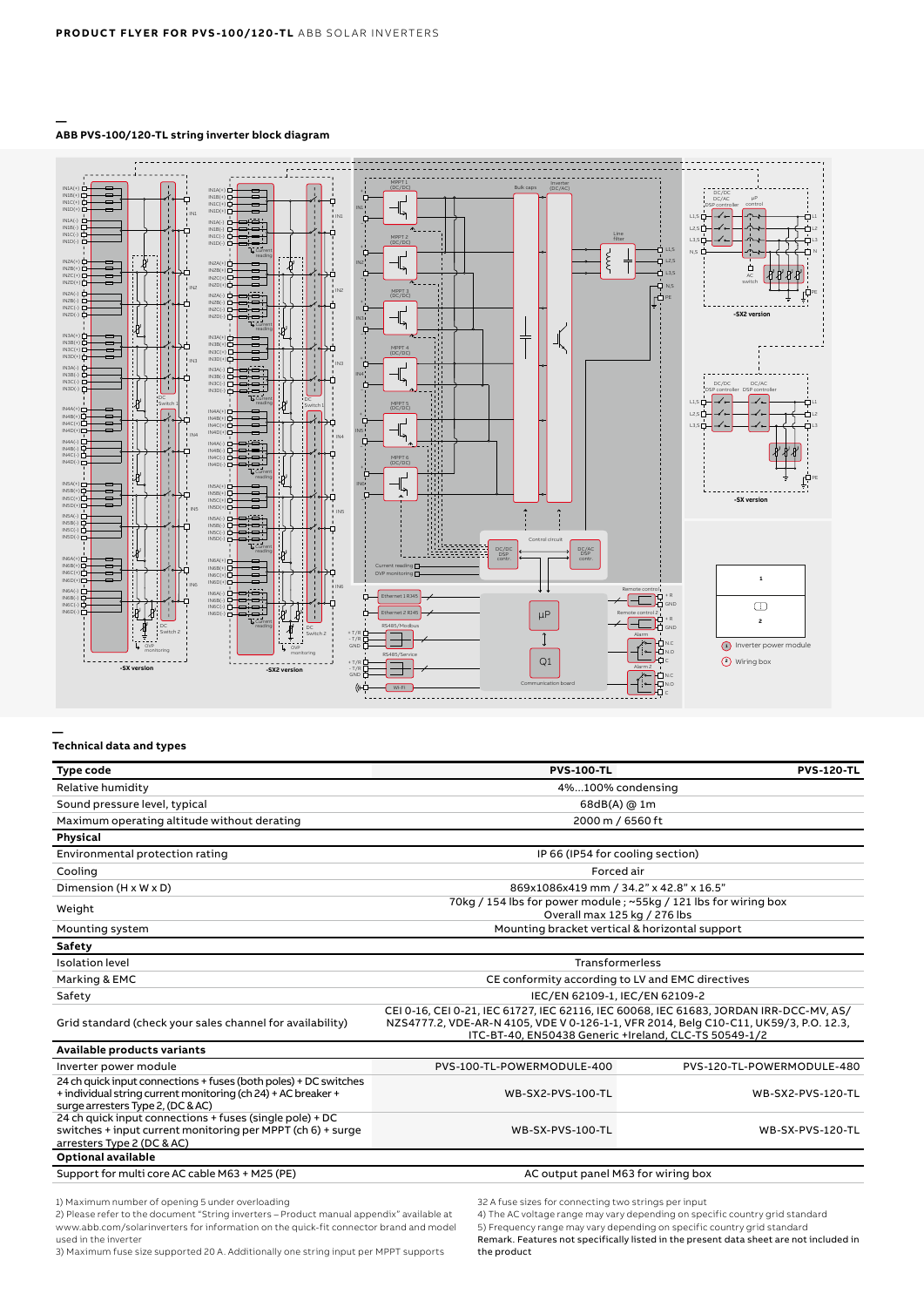## ABB PVS-100/120-TL string inverter block diagram

① Inverter power module

② Wiring box

## Technical data and types

| Type code | PVS-100-TL | PVS-120-TL |
|---|---|---|
| Relative humidity | 4%...100% condensing | |
| Sound pressure level, typical | 68dB(A) @ 1m | |
| Maximum operating altitude without derating | 2000 m / 6560 ft | |
| **Physical** | | |
| Environmental protection rating | IP 66 (IP54 for cooling section) | |
| Cooling | Forced air | |
| Dimension (H x W x D) | 869x1086x419 mm / 34.2" x 42.8" x 16.5" | |
| Weight | 70kg / 154 lbs for power module ; ~55kg / 121 lbs for wiring box Overall max 125 kg / 276 lbs | |
| Mounting system | Mounting bracket vertical & horizontal support | |
| **Safety** | | |
| Isolation level | Transformerless | |
| Marking & EMC | CE conformity according to LV and EMC directives | |
| Safety | IEC/EN 62109-1, IEC/EN 62109-2 | |
| Grid standard (check your sales channel for availability) | CEI 0-16, CEI 0-21, IEC 61727, IEC 62116, IEC 60068, IEC 61683, JORDAN IRR-DCC-MV, AS/NZS4777.2, VDE-AR-N 4105, VDE V 0-126-1-1, VFR 2014, Belg C10-C11, UK59/3, P.O. 12.3, ITC-BT-40, EN50438 Generic +Ireland, CLC-TS 50549-1/2 | |
| **Available products variants** | | |
| Inverter power module | PVS-100-TL-POWERMODULE-400 | PVS-120-TL-POWERMODULE-480 |
| 24 ch quick input connections + fuses (both poles) + DC switches + individual string current monitoring (ch 24) + AC breaker + surge arresters Type 2, (DC & AC) | WB-SX2-PVS-100-TL | WB-SX2-PVS-120-TL |
| 24 ch quick input connections + fuses (single pole) + DC switches + input current monitoring per MPPT (ch 6) + surge arresters Type 2 (DC & AC) | WB-SX-PVS-100-TL | WB-SX-PVS-120-TL |
| **Optional available** | | |
| Support for multi core AC cable M63 + M25 (PE) | AC output panel M63 for wiring box | |

1) Maximum number of opening 5 under overloading
2) Please refer to the document "String inverters – Product manual appendix" available at www.abb.com/solarinverters for information on the quick-fit connector brand and model used in the inverter
3) Maximum fuse size supported 20 A. Additionally one string input per MPPT supports 32 A fuse sizes for connecting two strings per input
4) The AC voltage range may vary depending on specific country grid standard
5) Frequency range may vary depending on specific country grid standard

**Remark.** Features not specifically listed in the present data sheet are not included in the product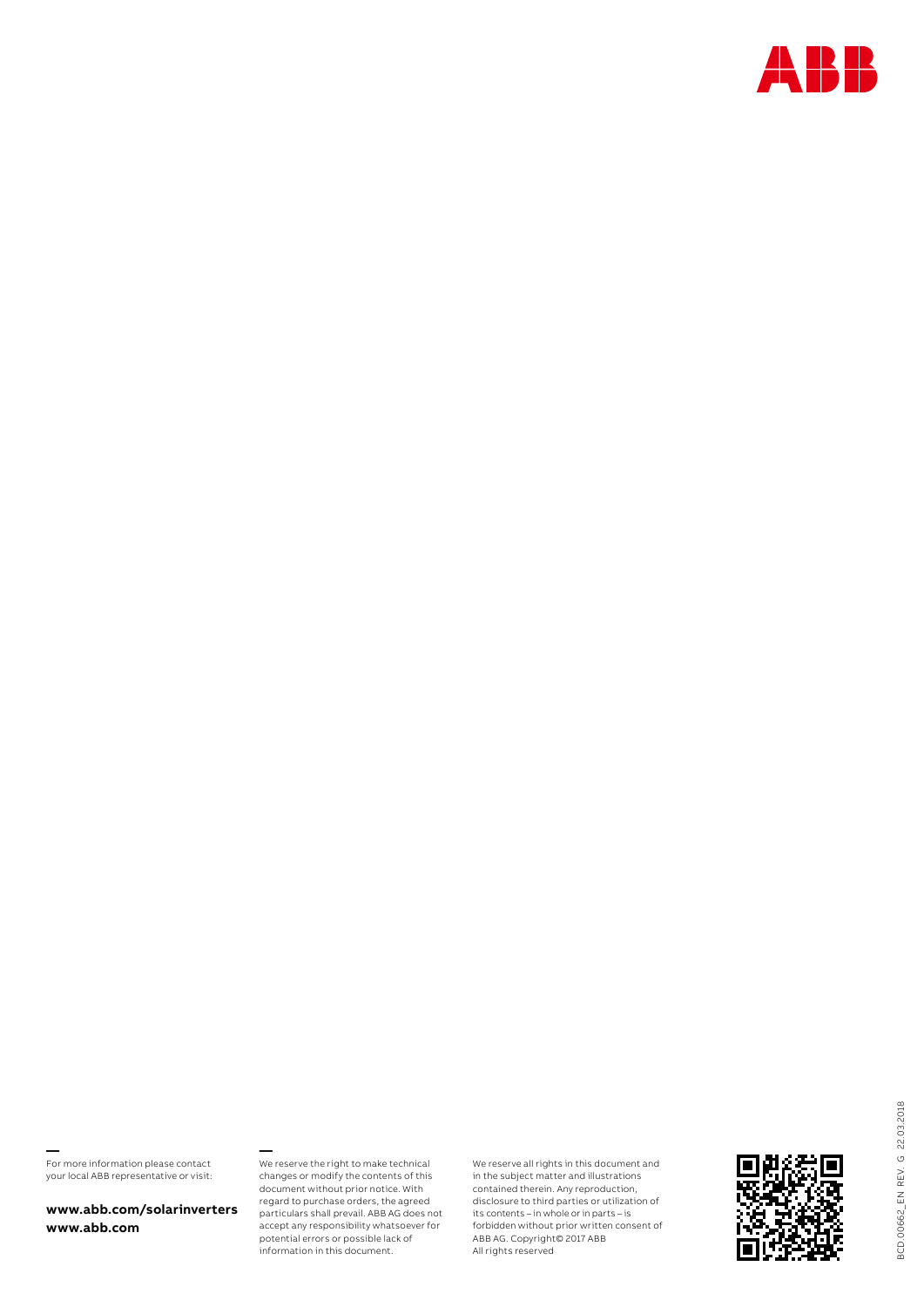For more information please contact your local ABB representative or visit:

**www.abb.com/solarinverters**
**www.abb.com**

We reserve the right to make technical changes or modify the contents of this document without prior notice. With regard to purchase orders, the agreed particulars shall prevail. ABB AG does not accept any responsibility whatsoever for potential errors or possible lack of information in this document.

We reserve all rights in this document and in the subject matter and illustrations contained therein. Any reproduction, disclosure to third parties or utilization of its contents – in whole or in parts – is forbidden without prior written consent of ABB AG. Copyright© 2017 ABB
All rights reserved

BCD.00662_EN REV. G 22.03.2018